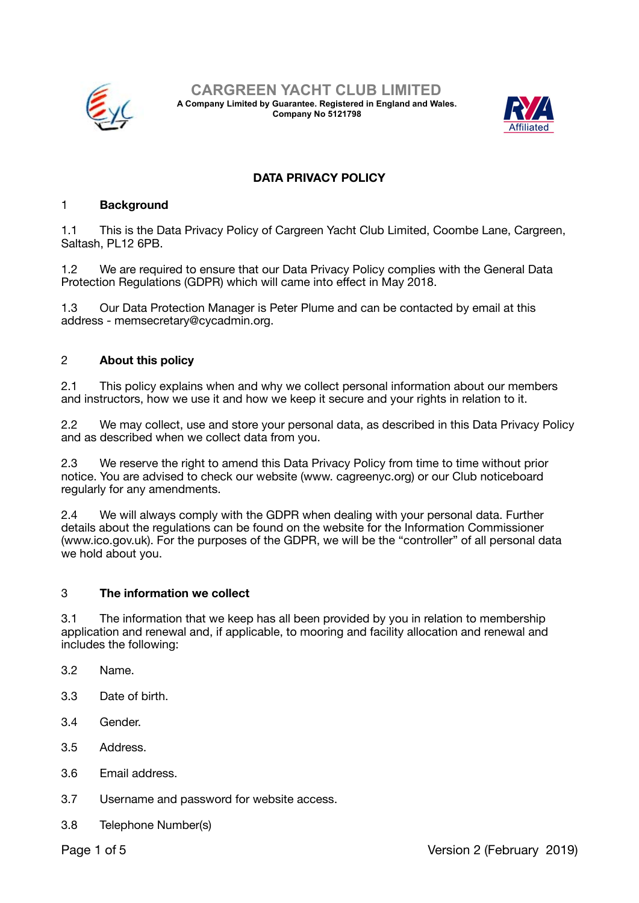# CARGREEN YACHT CLUB LIMITED

**A Company Limited by Guarantee. Registered in England and Wales.**
**Company No 5121798**

## DATA PRIVACY POLICY

### 1 Background

1.1 This is the Data Privacy Policy of Cargreen Yacht Club Limited, Coombe Lane, Cargreen, Saltash, PL12 6PB.

1.2 We are required to ensure that our Data Privacy Policy complies with the General Data Protection Regulations (GDPR) which will came into effect in May 2018.

1.3 Our Data Protection Manager is Peter Plume and can be contacted by email at this address - memsecretary@cycadmin.org.

### 2 About this policy

2.1 This policy explains when and why we collect personal information about our members and instructors, how we use it and how we keep it secure and your rights in relation to it.

2.2 We may collect, use and store your personal data, as described in this Data Privacy Policy and as described when we collect data from you.

2.3 We reserve the right to amend this Data Privacy Policy from time to time without prior notice. You are advised to check our website (www. cagreenyc.org) or our Club noticeboard regularly for any amendments.

2.4 We will always comply with the GDPR when dealing with your personal data. Further details about the regulations can be found on the website for the Information Commissioner (www.ico.gov.uk). For the purposes of the GDPR, we will be the "controller" of all personal data we hold about you.

### 3 The information we collect

3.1 The information that we keep has all been provided by you in relation to membership application and renewal and, if applicable, to mooring and facility allocation and renewal and includes the following:

3.2 Name.

3.3 Date of birth.

3.4 Gender.

3.5 Address.

3.6 Email address.

3.7 Username and password for website access.

3.8 Telephone Number(s)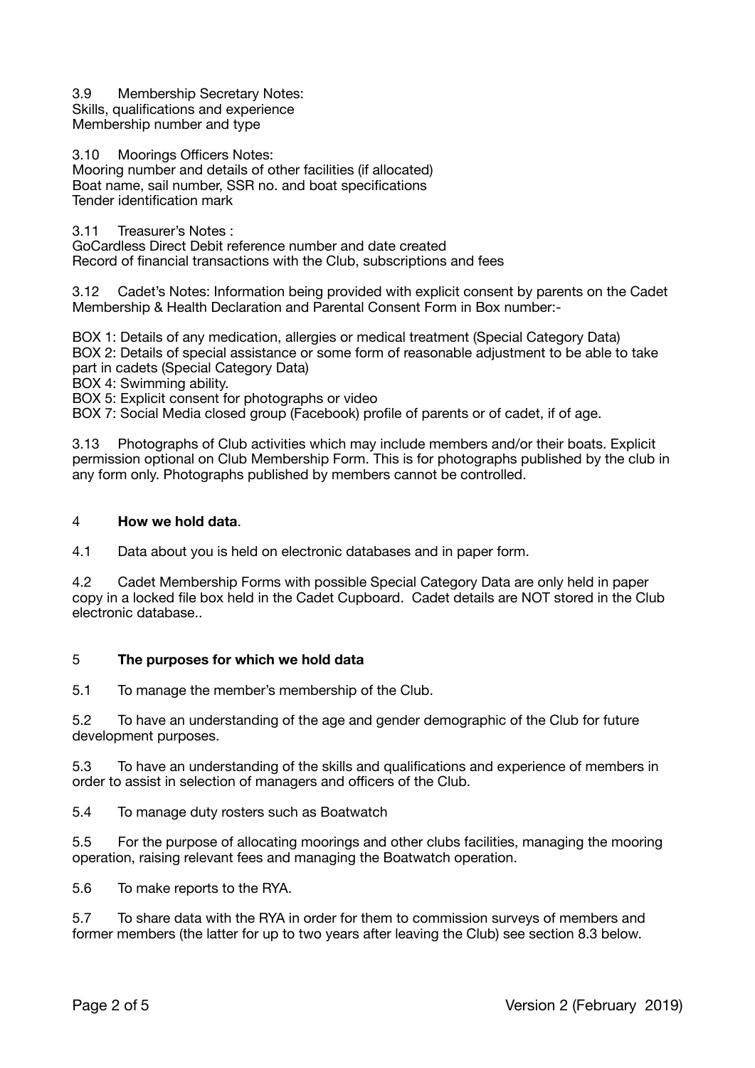3.9 Membership Secretary Notes:
Skills, qualifications and experience
Membership number and type

3.10 Moorings Officers Notes:
Mooring number and details of other facilities (if allocated)
Boat name, sail number, SSR no. and boat specifications
Tender identification mark

3.11 Treasurer's Notes :
GoCardless Direct Debit reference number and date created
Record of financial transactions with the Club, subscriptions and fees

3.12 Cadet's Notes: Information being provided with explicit consent by parents on the Cadet Membership & Health Declaration and Parental Consent Form in Box number:-

BOX 1: Details of any medication, allergies or medical treatment (Special Category Data)
BOX 2: Details of special assistance or some form of reasonable adjustment to be able to take part in cadets (Special Category Data)
BOX 4: Swimming ability.
BOX 5: Explicit consent for photographs or video
BOX 7: Social Media closed group (Facebook) profile of parents or of cadet, if of age.

3.13 Photographs of Club activities which may include members and/or their boats. Explicit permission optional on Club Membership Form. This is for photographs published by the club in any form only. Photographs published by members cannot be controlled.

## 4 **How we hold data**.

4.1 Data about you is held on electronic databases and in paper form.

4.2 Cadet Membership Forms with possible Special Category Data are only held in paper copy in a locked file box held in the Cadet Cupboard. Cadet details are NOT stored in the Club electronic database..

## 5 **The purposes for which we hold data**

5.1 To manage the member's membership of the Club.

5.2 To have an understanding of the age and gender demographic of the Club for future development purposes.

5.3 To have an understanding of the skills and qualifications and experience of members in order to assist in selection of managers and officers of the Club.

5.4 To manage duty rosters such as Boatwatch

5.5 For the purpose of allocating moorings and other clubs facilities, managing the mooring operation, raising relevant fees and managing the Boatwatch operation.

5.6 To make reports to the RYA.

5.7 To share data with the RYA in order for them to commission surveys of members and former members (the latter for up to two years after leaving the Club) see section 8.3 below.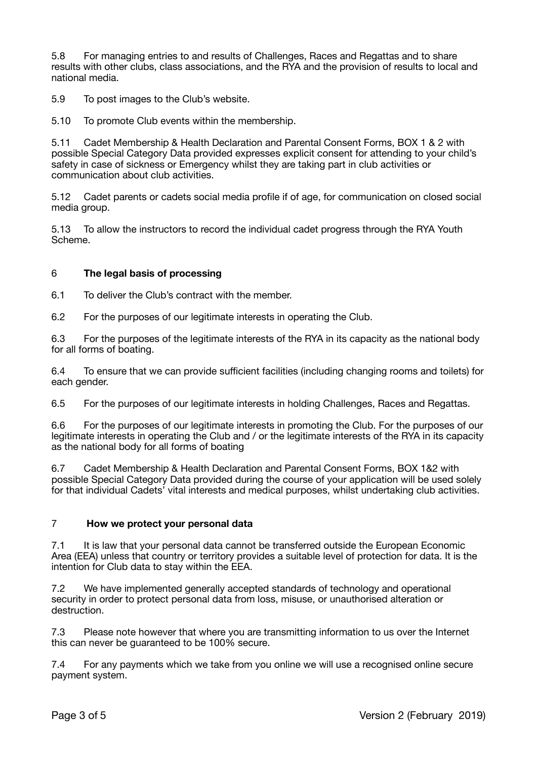5.8 For managing entries to and results of Challenges, Races and Regattas and to share results with other clubs, class associations, and the RYA and the provision of results to local and national media.

5.9 To post images to the Club's website.

5.10 To promote Club events within the membership.

5.11 Cadet Membership & Health Declaration and Parental Consent Forms, BOX 1 & 2 with possible Special Category Data provided expresses explicit consent for attending to your child's safety in case of sickness or Emergency whilst they are taking part in club activities or communication about club activities.

5.12 Cadet parents or cadets social media profile if of age, for communication on closed social media group.

5.13 To allow the instructors to record the individual cadet progress through the RYA Youth Scheme.

## 6 The legal basis of processing

6.1 To deliver the Club's contract with the member.

6.2 For the purposes of our legitimate interests in operating the Club.

6.3 For the purposes of the legitimate interests of the RYA in its capacity as the national body for all forms of boating.

6.4 To ensure that we can provide sufficient facilities (including changing rooms and toilets) for each gender.

6.5 For the purposes of our legitimate interests in holding Challenges, Races and Regattas.

6.6 For the purposes of our legitimate interests in promoting the Club. For the purposes of our legitimate interests in operating the Club and / or the legitimate interests of the RYA in its capacity as the national body for all forms of boating

6.7 Cadet Membership & Health Declaration and Parental Consent Forms, BOX 1&2 with possible Special Category Data provided during the course of your application will be used solely for that individual Cadets' vital interests and medical purposes, whilst undertaking club activities.

## 7 How we protect your personal data

7.1 It is law that your personal data cannot be transferred outside the European Economic Area (EEA) unless that country or territory provides a suitable level of protection for data. It is the intention for Club data to stay within the EEA.

7.2 We have implemented generally accepted standards of technology and operational security in order to protect personal data from loss, misuse, or unauthorised alteration or destruction.

7.3 Please note however that where you are transmitting information to us over the Internet this can never be guaranteed to be 100% secure.

7.4 For any payments which we take from you online we will use a recognised online secure payment system.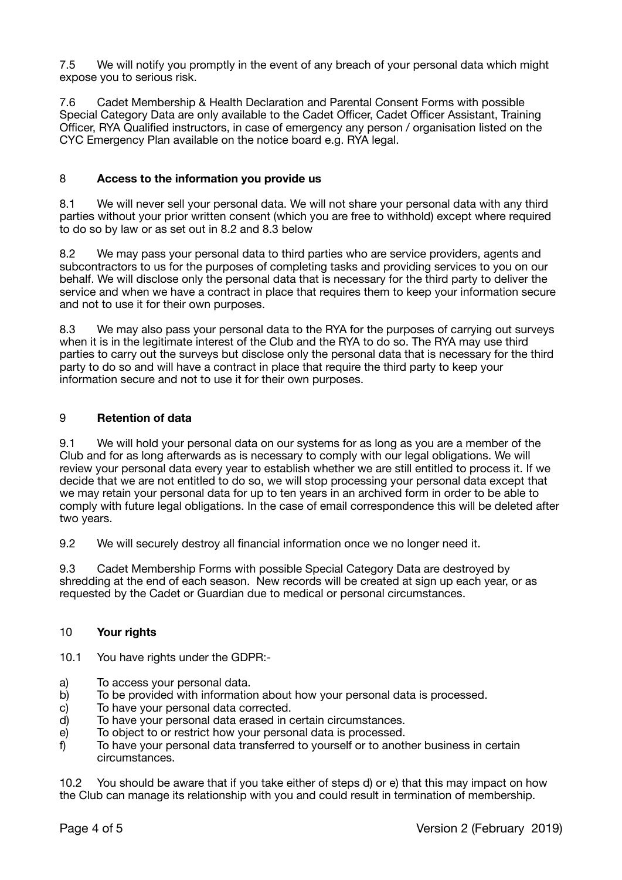7.5 We will notify you promptly in the event of any breach of your personal data which might expose you to serious risk.

7.6 Cadet Membership & Health Declaration and Parental Consent Forms with possible Special Category Data are only available to the Cadet Officer, Cadet Officer Assistant, Training Officer, RYA Qualified instructors, in case of emergency any person / organisation listed on the CYC Emergency Plan available on the notice board e.g. RYA legal.

## 8 **Access to the information you provide us**

8.1 We will never sell your personal data. We will not share your personal data with any third parties without your prior written consent (which you are free to withhold) except where required to do so by law or as set out in 8.2 and 8.3 below

8.2 We may pass your personal data to third parties who are service providers, agents and subcontractors to us for the purposes of completing tasks and providing services to you on our behalf. We will disclose only the personal data that is necessary for the third party to deliver the service and when we have a contract in place that requires them to keep your information secure and not to use it for their own purposes.

8.3 We may also pass your personal data to the RYA for the purposes of carrying out surveys when it is in the legitimate interest of the Club and the RYA to do so. The RYA may use third parties to carry out the surveys but disclose only the personal data that is necessary for the third party to do so and will have a contract in place that require the third party to keep your information secure and not to use it for their own purposes.

## 9 **Retention of data**

9.1 We will hold your personal data on our systems for as long as you are a member of the Club and for as long afterwards as is necessary to comply with our legal obligations. We will review your personal data every year to establish whether we are still entitled to process it. If we decide that we are not entitled to do so, we will stop processing your personal data except that we may retain your personal data for up to ten years in an archived form in order to be able to comply with future legal obligations. In the case of email correspondence this will be deleted after two years.

9.2 We will securely destroy all financial information once we no longer need it.

9.3 Cadet Membership Forms with possible Special Category Data are destroyed by shredding at the end of each season. New records will be created at sign up each year, or as requested by the Cadet or Guardian due to medical or personal circumstances.

## 10 **Your rights**

10.1 You have rights under the GDPR:-

a) To access your personal data.
b) To be provided with information about how your personal data is processed.
c) To have your personal data corrected.
d) To have your personal data erased in certain circumstances.
e) To object to or restrict how your personal data is processed.
f) To have your personal data transferred to yourself or to another business in certain circumstances.

10.2 You should be aware that if you take either of steps d) or e) that this may impact on how the Club can manage its relationship with you and could result in termination of membership.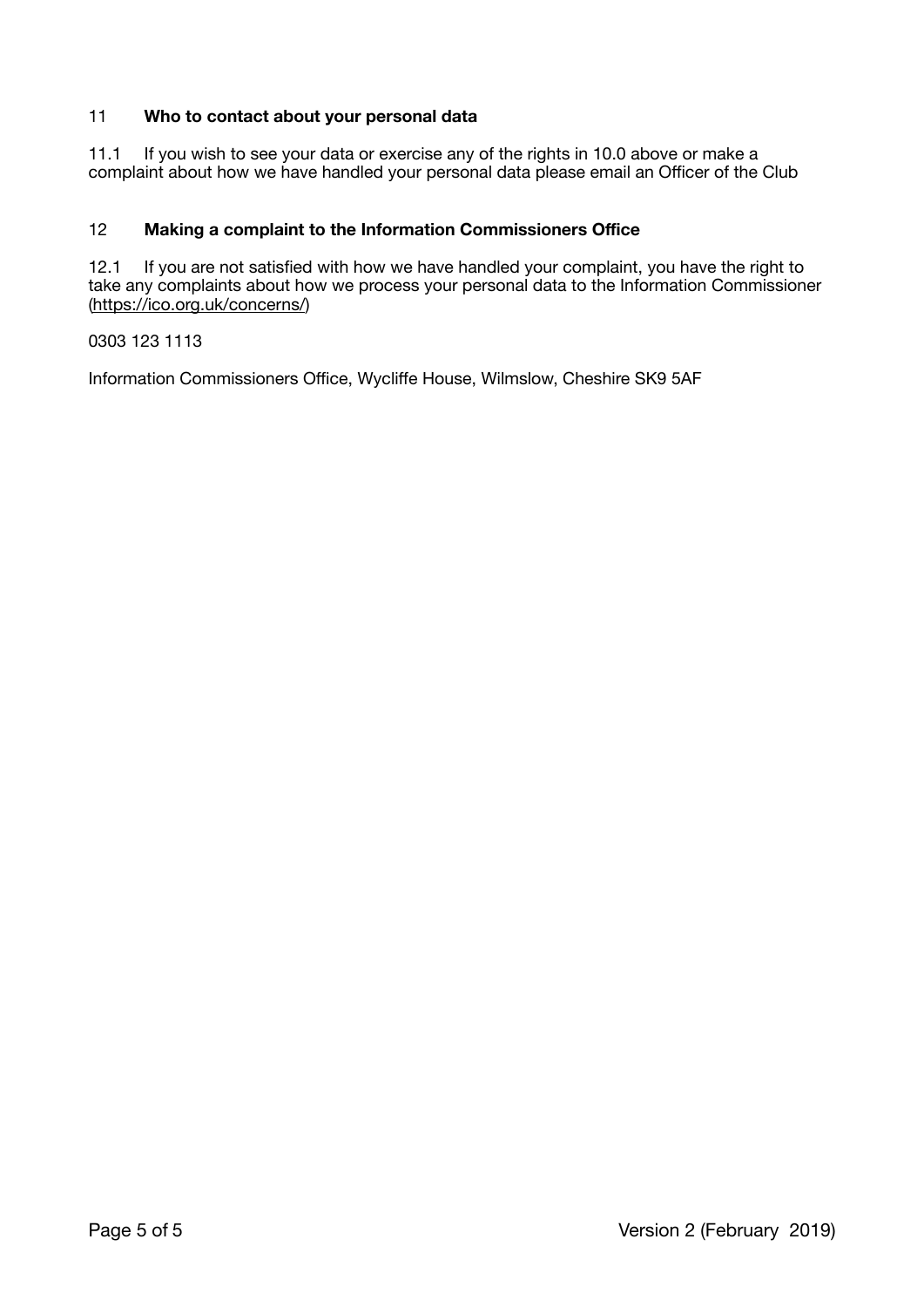## 11 Who to contact about your personal data

11.1 If you wish to see your data or exercise any of the rights in 10.0 above or make a complaint about how we have handled your personal data please email an Officer of the Club

## 12 Making a complaint to the Information Commissioners Office

12.1 If you are not satisfied with how we have handled your complaint, you have the right to take any complaints about how we process your personal data to the Information Commissioner (https://ico.org.uk/concerns/)

0303 123 1113

Information Commissioners Office, Wycliffe House, Wilmslow, Cheshire SK9 5AF